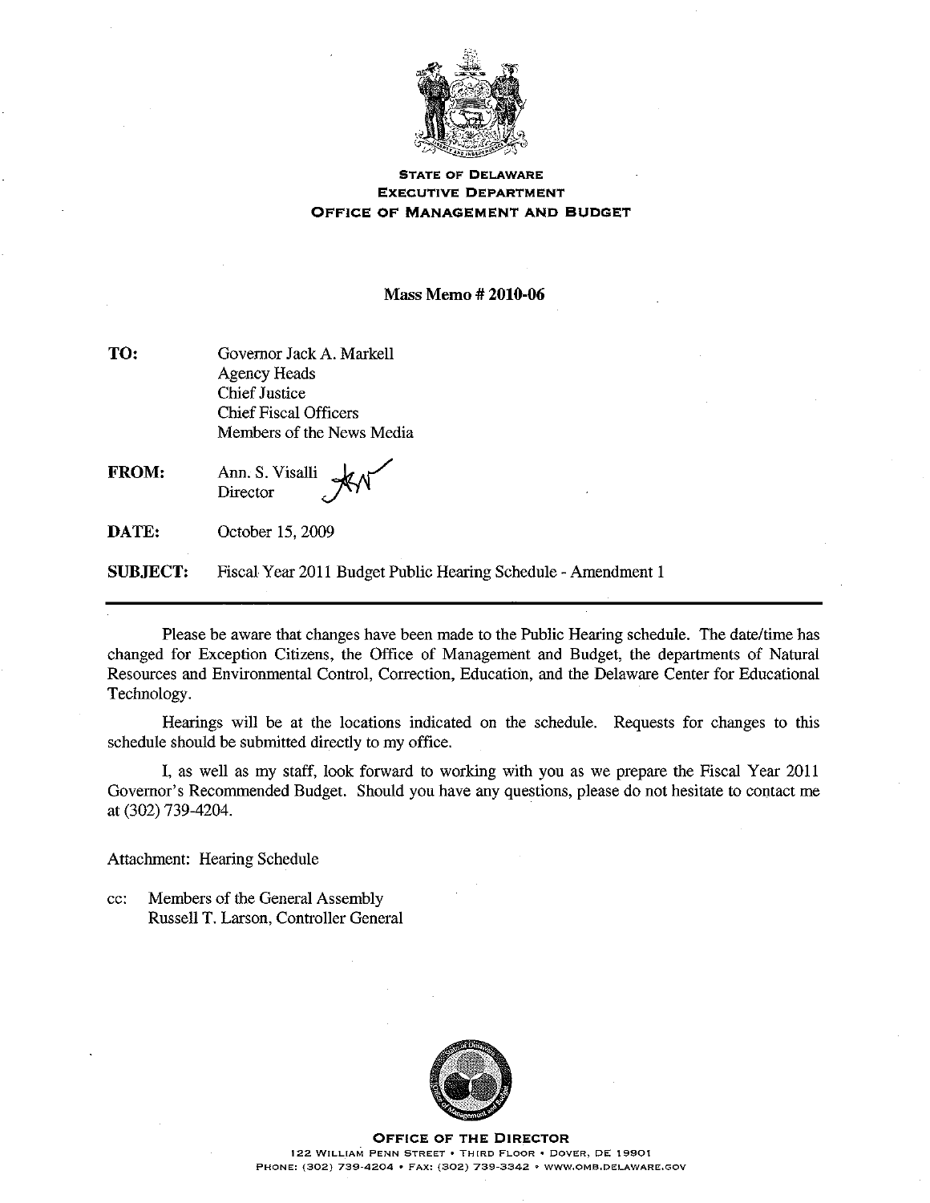**STATE OF DELAWARE**
**EXECUTIVE DEPARTMENT**
**OFFICE OF MANAGEMENT AND BUDGET**

**Mass Memo # 2010-06**

**TO:** Governor Jack A. Markell
Agency Heads
Chief Justice
Chief Fiscal Officers
Members of the News Media

**FROM:** Ann. S. Visalli
Director

**DATE:** October 15, 2009

**SUBJECT:** Fiscal Year 2011 Budget Public Hearing Schedule - Amendment 1

---

Please be aware that changes have been made to the Public Hearing schedule. The date/time has changed for Exception Citizens, the Office of Management and Budget, the departments of Natural Resources and Environmental Control, Correction, Education, and the Delaware Center for Educational Technology.

Hearings will be at the locations indicated on the schedule. Requests for changes to this schedule should be submitted directly to my office.

I, as well as my staff, look forward to working with you as we prepare the Fiscal Year 2011 Governor's Recommended Budget. Should you have any questions, please do not hesitate to contact me at (302) 739-4204.

Attachment: Hearing Schedule

cc: Members of the General Assembly
Russell T. Larson, Controller General

**OFFICE OF THE DIRECTOR**
122 WILLIAM PENN STREET • THIRD FLOOR • DOVER, DE 19901
PHONE: (302) 739-4204 • FAX: (302) 739-3342 • WWW.OMB.DELAWARE.GOV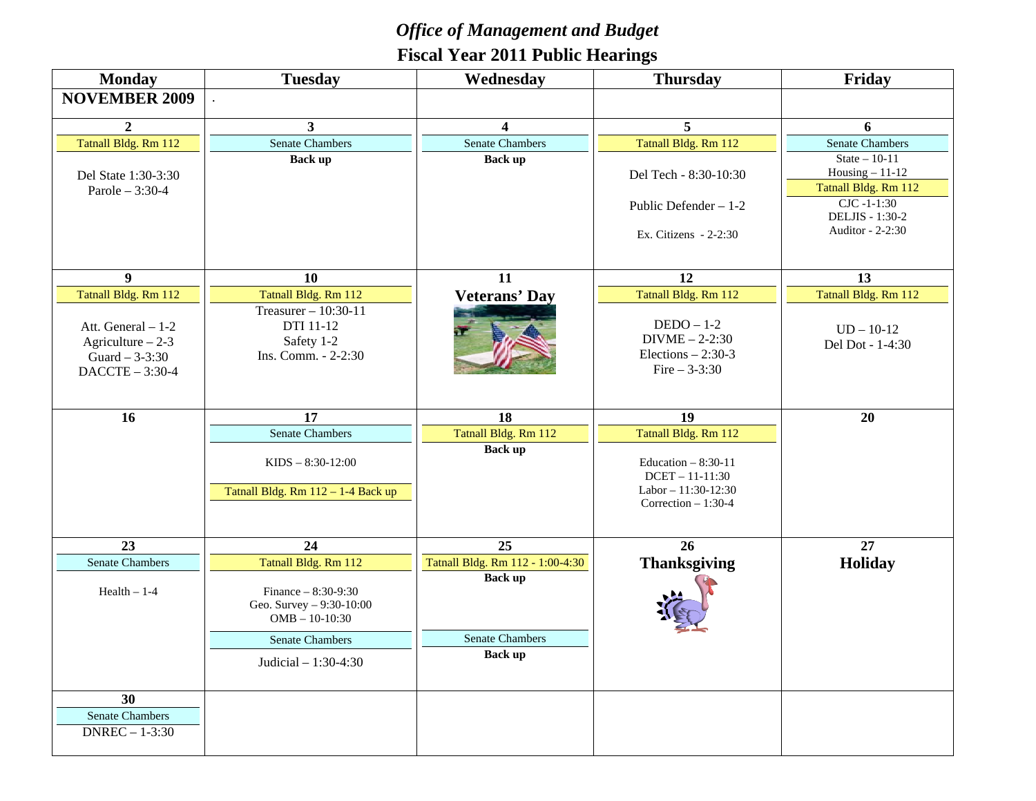# *Office of Management and Budget*

## Fiscal Year 2011 Public Hearings

| Monday | Tuesday | Wednesday | Thursday | Friday |
|---|---|---|---|---|
| **NOVEMBER 2009** | . | | | |
| **2**<br>Tatnall Bldg. Rm 112<br>Del State 1:30-3:30<br>Parole – 3:30-4 | **3**<br>Senate Chambers<br>**Back up** | **4**<br>Senate Chambers<br>**Back up** | **5**<br>Tatnall Bldg. Rm 112<br>Del Tech - 8:30-10:30<br>Public Defender – 1-2<br>Ex. Citizens - 2-2:30 | **6**<br>Senate Chambers<br>State – 10-11<br>Housing – 11-12<br>Tatnall Bldg. Rm 112<br>CJC -1-1:30<br>DELJIS - 1:30-2<br>Auditor - 2-2:30 |
| **9**<br>Tatnall Bldg. Rm 112<br>Att. General – 1-2<br>Agriculture – 2-3<br>Guard – 3-3:30<br>DACCTE – 3:30-4 | **10**<br>Tatnall Bldg. Rm 112<br>Treasurer – 10:30-11<br>DTI 11-12<br>Safety 1-2<br>Ins. Comm. - 2-2:30 | **11**<br>**Veterans' Day** | **12**<br>Tatnall Bldg. Rm 112<br>DEDO – 1-2<br>DIVME – 2-2:30<br>Elections – 2:30-3<br>Fire – 3-3:30 | **13**<br>Tatnall Bldg. Rm 112<br>UD – 10-12<br>Del Dot - 1-4:30 |
| **16** | **17**<br>Senate Chambers<br>KIDS – 8:30-12:00<br>Tatnall Bldg. Rm 112 – 1-4 Back up | **18**<br>Tatnall Bldg. Rm 112<br>**Back up** | **19**<br>Tatnall Bldg. Rm 112<br>Education – 8:30-11<br>DCET – 11-11:30<br>Labor – 11:30-12:30<br>Correction – 1:30-4 | **20** |
| **23**<br>Senate Chambers<br>Health – 1-4 | **24**<br>Tatnall Bldg. Rm 112<br>Finance – 8:30-9:30<br>Geo. Survey – 9:30-10:00<br>OMB – 10-10:30<br>Senate Chambers<br>Judicial – 1:30-4:30 | **25**<br>Tatnall Bldg. Rm 112 - 1:00-4:30<br>**Back up**<br>Senate Chambers<br>**Back up** | **26**<br>**Thanksgiving** | **27**<br>**Holiday** |
| **30**<br>Senate Chambers<br>DNREC – 1-3:30 | | | | |